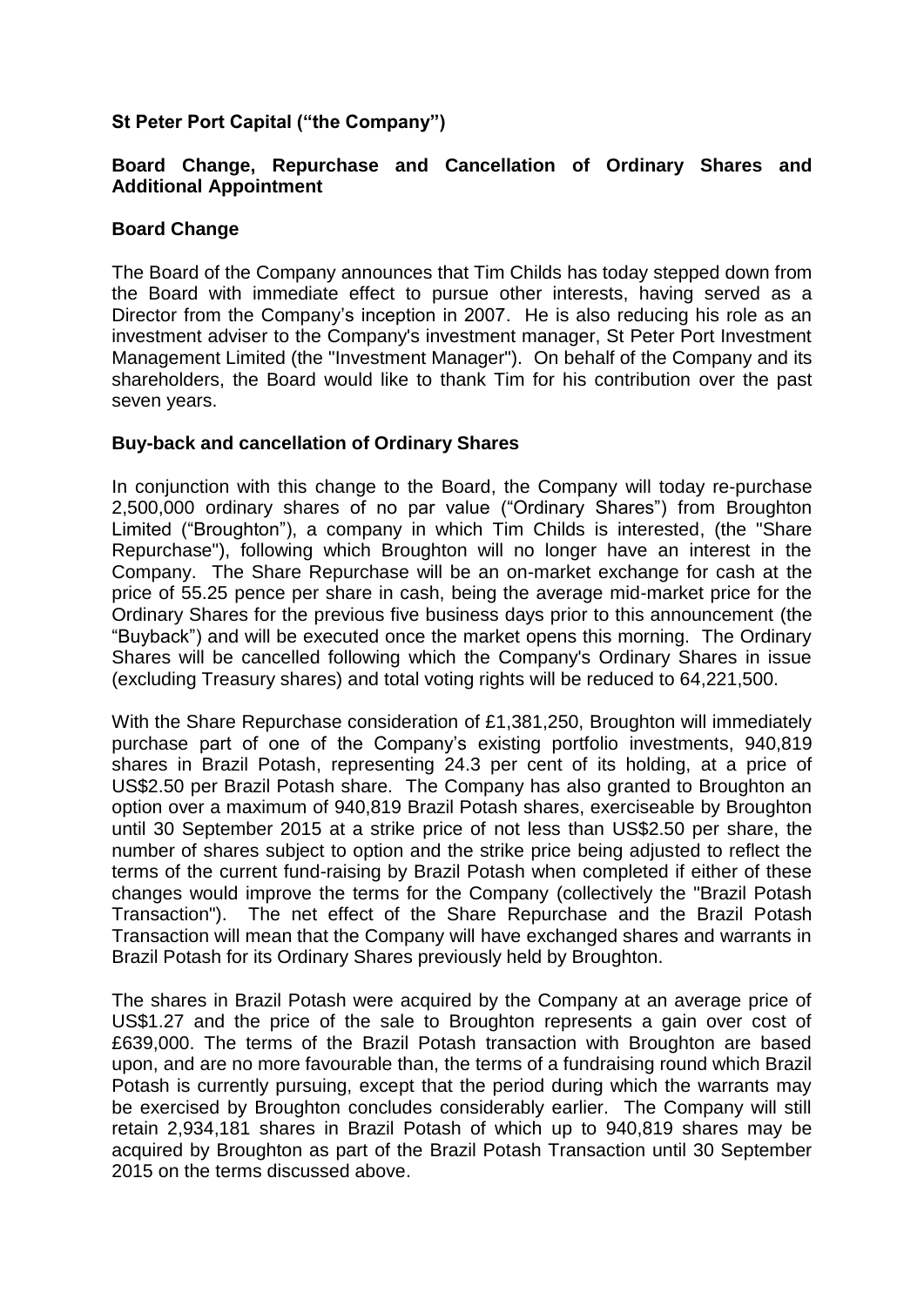**St Peter Port Capital ("the Company")**

**Board Change, Repurchase and Cancellation of Ordinary Shares and Additional Appointment**

**Board Change**

The Board of the Company announces that Tim Childs has today stepped down from the Board with immediate effect to pursue other interests, having served as a Director from the Company's inception in 2007. He is also reducing his role as an investment adviser to the Company's investment manager, St Peter Port Investment Management Limited (the "Investment Manager"). On behalf of the Company and its shareholders, the Board would like to thank Tim for his contribution over the past seven years.

**Buy-back and cancellation of Ordinary Shares**

In conjunction with this change to the Board, the Company will today re-purchase 2,500,000 ordinary shares of no par value ("Ordinary Shares") from Broughton Limited ("Broughton"), a company in which Tim Childs is interested, (the "Share Repurchase"), following which Broughton will no longer have an interest in the Company. The Share Repurchase will be an on-market exchange for cash at the price of 55.25 pence per share in cash, being the average mid-market price for the Ordinary Shares for the previous five business days prior to this announcement (the "Buyback") and will be executed once the market opens this morning. The Ordinary Shares will be cancelled following which the Company's Ordinary Shares in issue (excluding Treasury shares) and total voting rights will be reduced to 64,221,500.

With the Share Repurchase consideration of £1,381,250, Broughton will immediately purchase part of one of the Company's existing portfolio investments, 940,819 shares in Brazil Potash, representing 24.3 per cent of its holding, at a price of US$2.50 per Brazil Potash share. The Company has also granted to Broughton an option over a maximum of 940,819 Brazil Potash shares, exerciseable by Broughton until 30 September 2015 at a strike price of not less than US$2.50 per share, the number of shares subject to option and the strike price being adjusted to reflect the terms of the current fund-raising by Brazil Potash when completed if either of these changes would improve the terms for the Company (collectively the "Brazil Potash Transaction"). The net effect of the Share Repurchase and the Brazil Potash Transaction will mean that the Company will have exchanged shares and warrants in Brazil Potash for its Ordinary Shares previously held by Broughton.

The shares in Brazil Potash were acquired by the Company at an average price of US$1.27 and the price of the sale to Broughton represents a gain over cost of £639,000. The terms of the Brazil Potash transaction with Broughton are based upon, and are no more favourable than, the terms of a fundraising round which Brazil Potash is currently pursuing, except that the period during which the warrants may be exercised by Broughton concludes considerably earlier. The Company will still retain 2,934,181 shares in Brazil Potash of which up to 940,819 shares may be acquired by Broughton as part of the Brazil Potash Transaction until 30 September 2015 on the terms discussed above.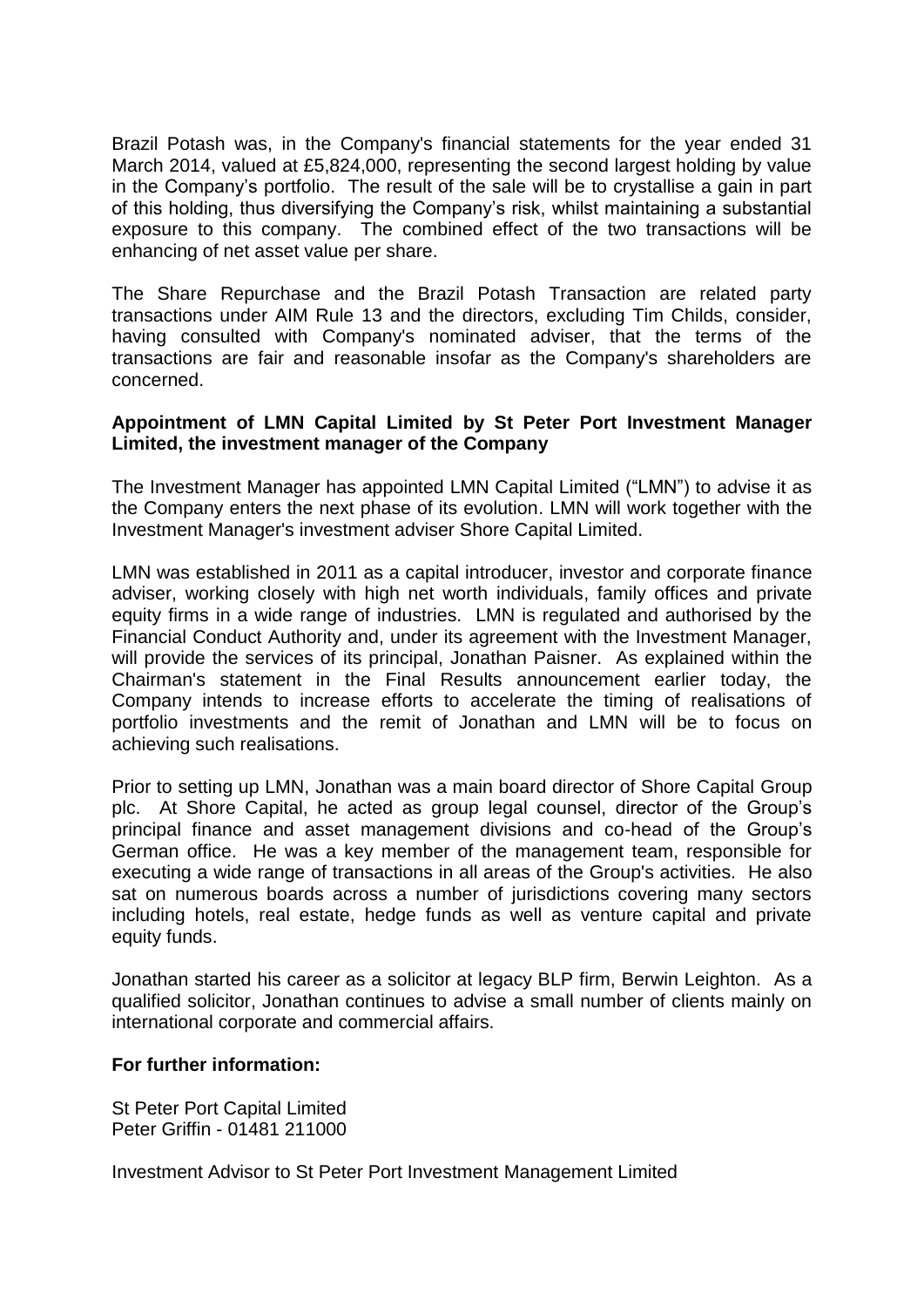Brazil Potash was, in the Company's financial statements for the year ended 31 March 2014, valued at £5,824,000, representing the second largest holding by value in the Company's portfolio. The result of the sale will be to crystallise a gain in part of this holding, thus diversifying the Company's risk, whilst maintaining a substantial exposure to this company. The combined effect of the two transactions will be enhancing of net asset value per share.

The Share Repurchase and the Brazil Potash Transaction are related party transactions under AIM Rule 13 and the directors, excluding Tim Childs, consider, having consulted with Company's nominated adviser, that the terms of the transactions are fair and reasonable insofar as the Company's shareholders are concerned.

**Appointment of LMN Capital Limited by St Peter Port Investment Manager Limited, the investment manager of the Company**

The Investment Manager has appointed LMN Capital Limited ("LMN") to advise it as the Company enters the next phase of its evolution. LMN will work together with the Investment Manager's investment adviser Shore Capital Limited.

LMN was established in 2011 as a capital introducer, investor and corporate finance adviser, working closely with high net worth individuals, family offices and private equity firms in a wide range of industries. LMN is regulated and authorised by the Financial Conduct Authority and, under its agreement with the Investment Manager, will provide the services of its principal, Jonathan Paisner. As explained within the Chairman's statement in the Final Results announcement earlier today, the Company intends to increase efforts to accelerate the timing of realisations of portfolio investments and the remit of Jonathan and LMN will be to focus on achieving such realisations.

Prior to setting up LMN, Jonathan was a main board director of Shore Capital Group plc. At Shore Capital, he acted as group legal counsel, director of the Group's principal finance and asset management divisions and co-head of the Group's German office. He was a key member of the management team, responsible for executing a wide range of transactions in all areas of the Group's activities. He also sat on numerous boards across a number of jurisdictions covering many sectors including hotels, real estate, hedge funds as well as venture capital and private equity funds.

Jonathan started his career as a solicitor at legacy BLP firm, Berwin Leighton. As a qualified solicitor, Jonathan continues to advise a small number of clients mainly on international corporate and commercial affairs.

**For further information:**

St Peter Port Capital Limited
Peter Griffin - 01481 211000

Investment Advisor to St Peter Port Investment Management Limited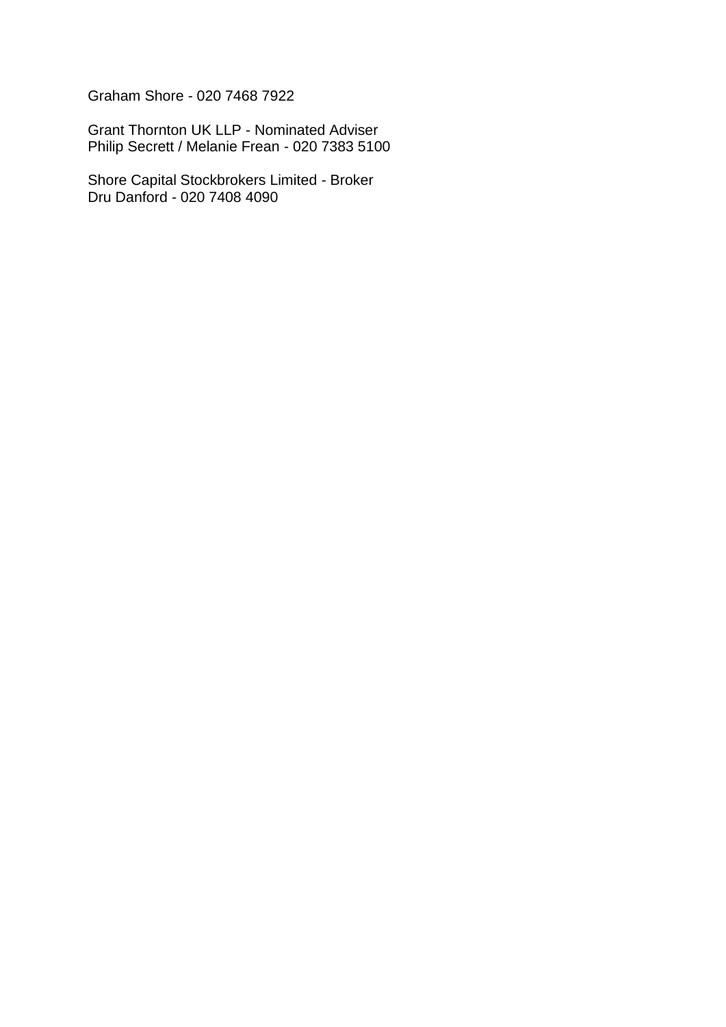Graham Shore - 020 7468 7922

Grant Thornton UK LLP - Nominated Adviser
Philip Secrett / Melanie Frean - 020 7383 5100

Shore Capital Stockbrokers Limited - Broker
Dru Danford - 020 7408 4090